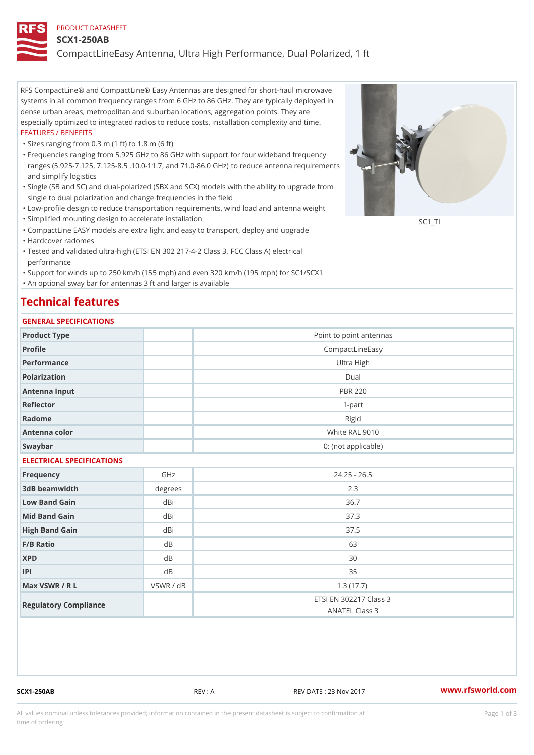PRODUCT DATASHEET

# SCX1-250AB

## CompactLineEasy Antenna, Ultra High Performance, Dual Polarized, 1 ft

RFS CompactLine® and CompactLine® Easy Antennas are designed for short-haul microwave systems in all common frequency ranges from 6 GHz to 86 GHz. They are typically deployed in dense urban areas, metropolitan and suburban locations, aggregation points. They are especially optimized to integrated radios to reduce costs, installation complexity and time.

FEATURES / BENEFITS

- Sizes ranging from 0.3 m (1 ft) to 1.8 m (6 ft)
- Frequencies ranging from 5.925 GHz to 86 GHz with support for four wideband frequency ranges (5.925-7.125, 7.125-8.5 ,10.0-11.7, and 71.0-86.0 GHz) to reduce antenna requirements and simplify logistics
- Single (SB and SC) and dual-polarized (SBX and SCX) models with the ability to upgrade from single to dual polarization and change frequencies in the field
- Low-profile design to reduce transportation requirements, wind load and antenna weight
- Simplified mounting design to accelerate installation
- CompactLine EASY models are extra light and easy to transport, deploy and upgrade
- Hardcover radomes
- Tested and validated ultra-high (ETSI EN 302 217-4-2 Class 3, FCC Class A) electrical performance
- Support for winds up to 250 km/h (155 mph) and even 320 km/h (195 mph) for SC1/SCX1
- An optional sway bar for antennas 3 ft and larger is available

SC1_TI

# Technical features

## GENERAL SPECIFICATIONS

| | | |
|---|---|---|
| Product Type | | Point to point antennas |
| Profile | | CompactLineEasy |
| Performance | | Ultra High |
| Polarization | | Dual |
| Antenna Input | | PBR 220 |
| Reflector | | 1-part |
| Radome | | Rigid |
| Antenna color | | White RAL 9010 |
| Swaybar | | 0: (not applicable) |

## ELECTRICAL SPECIFICATIONS

| | | |
|---|---|---|
| Frequency | GHz | 24.25 - 26.5 |
| 3dB beamwidth | degrees | 2.3 |
| Low Band Gain | dBi | 36.7 |
| Mid Band Gain | dBi | 37.3 |
| High Band Gain | dBi | 37.5 |
| F/B Ratio | dB | 63 |
| XPD | dB | 30 |
| IPI | dB | 35 |
| Max VSWR / R L | VSWR / dB | 1.3 (17.7) |
| Regulatory Compliance | | ETSI EN 302217 Class 3<br>ANATEL Class 3 |

SCX1-250AB REV : A REV DATE : 23 Nov 2017 www.rfsworld.com

All values nominal unless tolerances provided; information contained in the present datasheet is subject to confirmation at time of ordering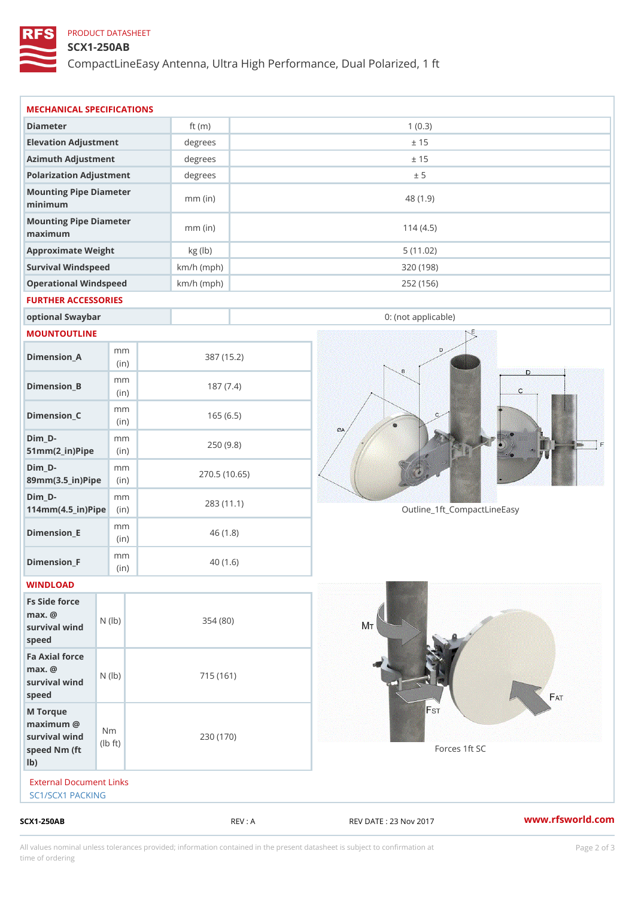PRODUCT DATASHEET

# SCX1-250AB

CompactLineEasy Antenna, Ultra High Performance, Dual Polarized, 1 ft

## MECHANICAL SPECIFICATIONS

| | | |
|---|---|---|
| Diameter | ft (m) | 1 (0.3) |
| Elevation Adjustment | degrees | ± 15 |
| Azimuth Adjustment | degrees | ± 15 |
| Polarization Adjustment | degrees | ± 5 |
| Mounting Pipe Diameter minimum | mm (in) | 48 (1.9) |
| Mounting Pipe Diameter maximum | mm (in) | 114 (4.5) |
| Approximate Weight | kg (lb) | 5 (11.02) |
| Survival Windspeed | km/h (mph) | 320 (198) |
| Operational Windspeed | km/h (mph) | 252 (156) |

## FURTHER ACCESSORIES

| | | |
|---|---|---|
| optional Swaybar | | 0: (not applicable) |

## MOUNTOUTLINE

| | | |
|---|---|---|
| Dimension_A | mm (in) | 387 (15.2) |
| Dimension_B | mm (in) | 187 (7.4) |
| Dimension_C | mm (in) | 165 (6.5) |
| Dim_D-51mm(2_in)Pipe | mm (in) | 250 (9.8) |
| Dim_D-89mm(3.5_in)Pipe | mm (in) | 270.5 (10.65) |
| Dim_D-114mm(4.5_in)Pipe | mm (in) | 283 (11.1) |
| Dimension_E | mm (in) | 46 (1.8) |
| Dimension_F | mm (in) | 40 (1.6) |

Outline_1ft_CompactLineEasy

## WINDLOAD

| | | |
|---|---|---|
| Fs Side force max. @ survival wind speed | N (lb) | 354 (80) |
| Fa Axial force max. @ survival wind speed | N (lb) | 715 (161) |
| M Torque maximum @ survival wind speed Nm (ft lb) | Nm (lb ft) | 230 (170) |

Forces 1ft SC

External Document Links

SC1/SCX1 PACKING

SCX1-250AB REV : A REV DATE : 23 Nov 2017 www.rfsworld.com

All values nominal unless tolerances provided; information contained in the present datasheet is subject to confirmation at time of ordering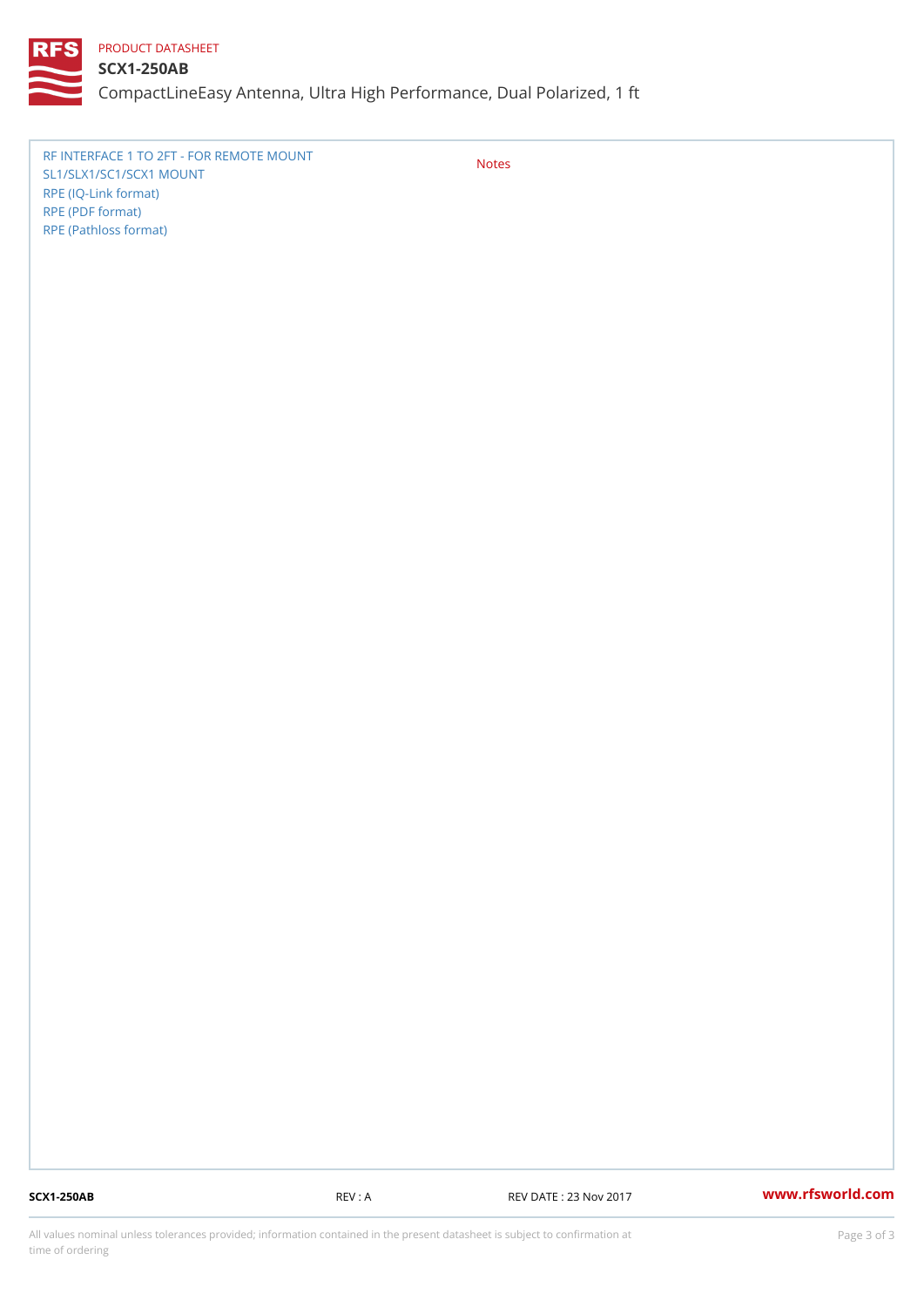RF INTERFACE 1 TO 2FT - FOR REMOTE MOUNT
SL1/SLX1/SC1/SCX1 MOUNT
RPE (IQ-Link format)
RPE (PDF format)
RPE (Pathloss format)

Notes